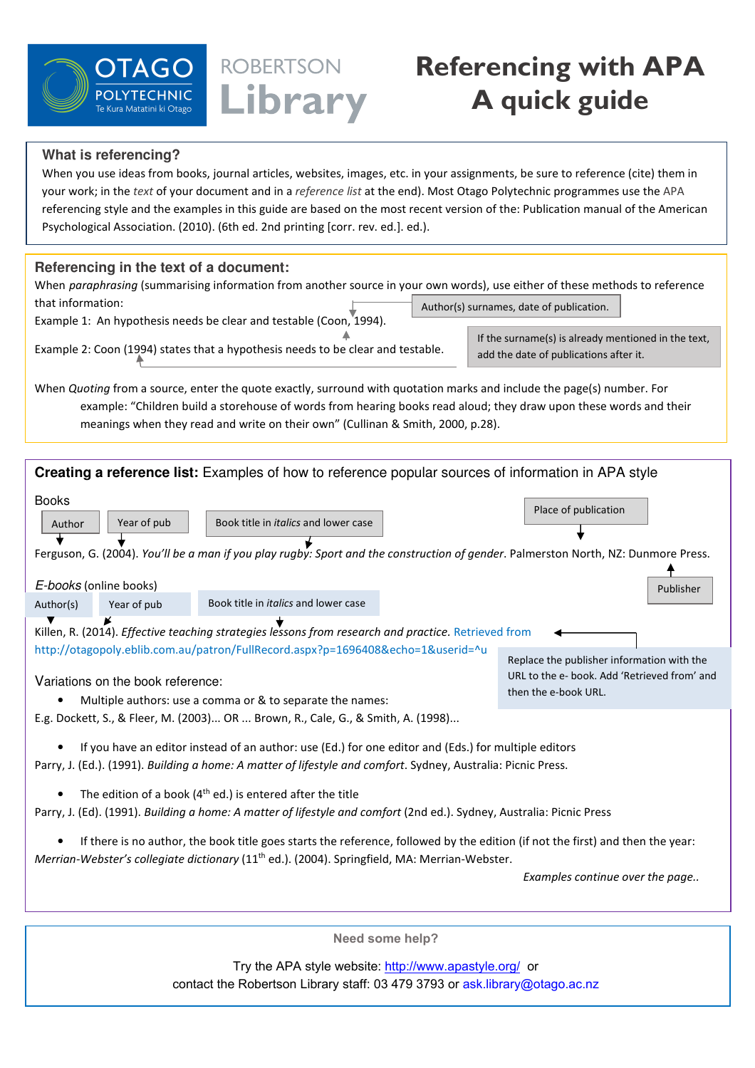OTAGO POLYTECHNIC
Te Kura Matatini ki Otago

ROBERTSON Library

# Referencing with APA
# A quick guide

## What is referencing?

When you use ideas from books, journal articles, websites, images, etc. in your assignments, be sure to reference (cite) them in your work; in the *text* of your document and in a *reference list* at the end). Most Otago Polytechnic programmes use the APA referencing style and the examples in this guide are based on the most recent version of the: Publication manual of the American Psychological Association. (2010). (6th ed. 2nd printing [corr. rev. ed.]. ed.).

## Referencing in the text of a document:

When *paraphrasing* (summarising information from another source in your own words), use either of these methods to reference that information:

Example 1: An hypothesis needs be clear and testable (Coon, 1994).

Author(s) surnames, date of publication.

Example 2: Coon (1994) states that a hypothesis needs to be clear and testable.

If the surname(s) is already mentioned in the text, add the date of publications after it.

When *Quoting* from a source, enter the quote exactly, surround with quotation marks and include the page(s) number. For example: "Children build a storehouse of words from hearing books read aloud; they draw upon these words and their meanings when they read and write on their own" (Cullinan & Smith, 2000, p.28).

## **Creating a reference list:** Examples of how to reference popular sources of information in APA style

### Books

Author | Year of pub | Book title in *italics* and lower case | Place of publication | Publisher

Ferguson, G. (2004). *You'll be a man if you play rugby: Sport and the construction of gender*. Palmerston North, NZ: Dunmore Press.

### *E-books* (online books)

Author(s) | Year of pub | Book title in *italics* and lower case

Killen, R. (2014). *Effective teaching strategies lessons from research and practice*. Retrieved from http://otagopoly.eblib.com.au/patron/FullRecord.aspx?p=1696408&echo=1&userid=^u

Replace the publisher information with the URL to the e- book. Add 'Retrieved from' and then the e-book URL.

### Variations on the book reference:

- Multiple authors: use a comma or & to separate the names:

E.g. Dockett, S., & Fleer, M. (2003)... OR ... Brown, R., Cale, G., & Smith, A. (1998)...

- If you have an editor instead of an author: use (Ed.) for one editor and (Eds.) for multiple editors

Parry, J. (Ed.). (1991). *Building a home: A matter of lifestyle and comfort*. Sydney, Australia: Picnic Press.

- The edition of a book (4th ed.) is entered after the title

Parry, J. (Ed). (1991). *Building a home: A matter of lifestyle and comfort* (2nd ed.). Sydney, Australia: Picnic Press

- If there is no author, the book title goes starts the reference, followed by the edition (if not the first) and then the year:

*Merrian-Webster's collegiate dictionary* (11th ed.). (2004). Springfield, MA: Merrian-Webster.

*Examples continue over the page..*

**Need some help?**

Try the APA style website: http://www.apastyle.org/ or
contact the Robertson Library staff: 03 479 3793 or ask.library@otago.ac.nz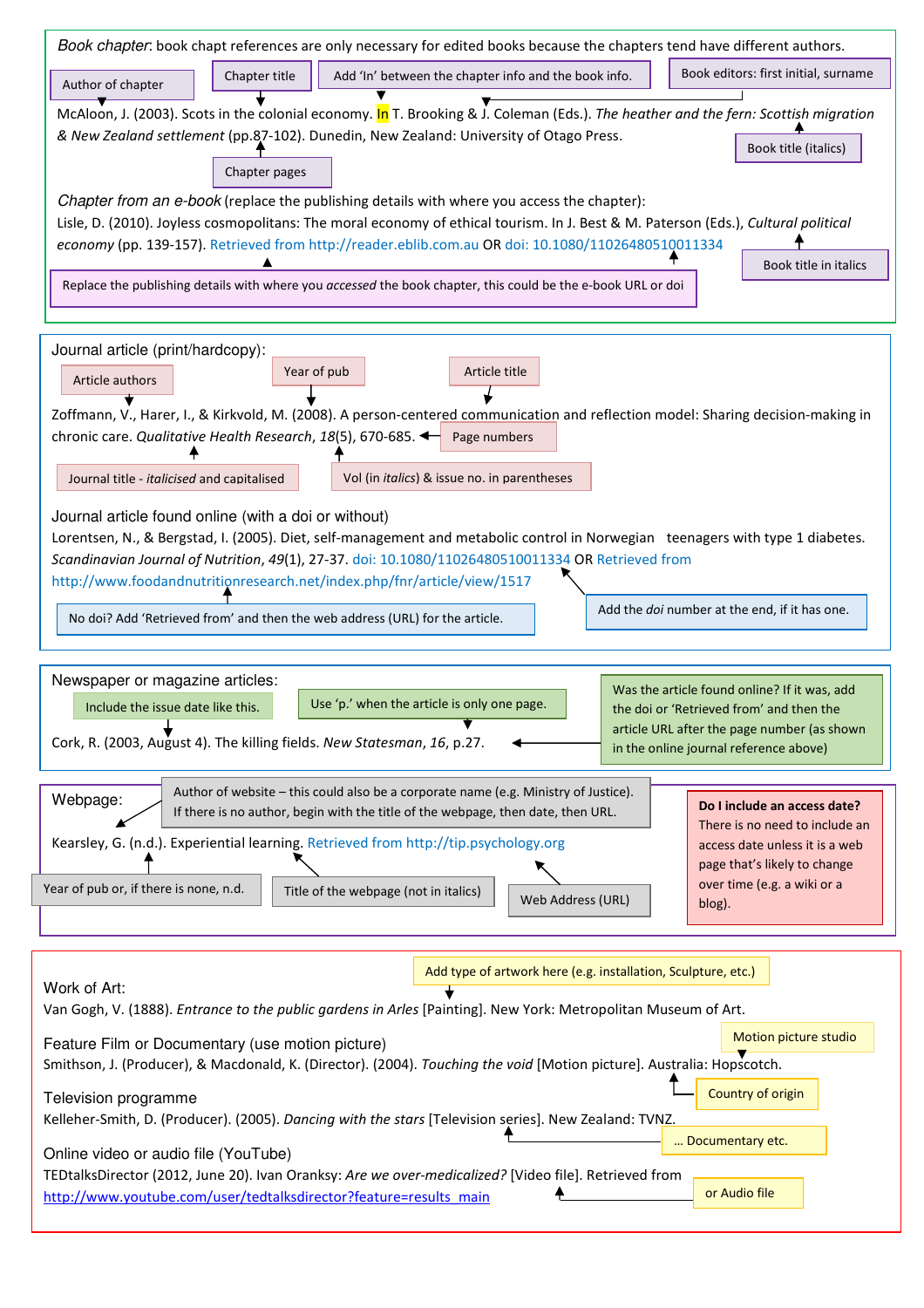*Book chapter*: book chapt references are only necessary for edited books because the chapters tend have different authors.

Author of chapter | Chapter title | Add 'In' between the chapter info and the book info. | Book editors: first initial, surname

McAloon, J. (2003). Scots in the colonial economy. In T. Brooking & J. Coleman (Eds.). *The heather and the fern: Scottish migration & New Zealand settlement* (pp.87-102). Dunedin, New Zealand: University of Otago Press.

Chapter pages | Book title (italics)

*Chapter from an e-book* (replace the publishing details with where you access the chapter):

Lisle, D. (2010). Joyless cosmopolitans: The moral economy of ethical tourism. In J. Best & M. Paterson (Eds.), *Cultural political economy* (pp. 139-157). Retrieved from http://reader.eblib.com.au OR doi: 10.1080/11026480510011334

Book title in italics

Replace the publishing details with where you *accessed* the book chapter, this could be the e-book URL or doi

Journal article (print/hardcopy):

Article authors | Year of pub | Article title

Zoffmann, V., Harer, I., & Kirkvold, M. (2008). A person-centered communication and reflection model: Sharing decision-making in chronic care. *Qualitative Health Research*, *18*(5), 670-685.

Page numbers

Journal title - *italicised* and capitalised | Vol (in *italics*) & issue no. in parentheses

Journal article found online (with a doi or without)

Lorentsen, N., & Bergstad, I. (2005). Diet, self-management and metabolic control in Norwegian teenagers with type 1 diabetes. *Scandinavian Journal of Nutrition*, *49*(1), 27-37. doi: 10.1080/11026480510011334 OR Retrieved from http://www.foodandnutritionresearch.net/index.php/fnr/article/view/1517

No doi? Add 'Retrieved from' and then the web address (URL) for the article.

Add the *doi* number at the end, if it has one.

Newspaper or magazine articles:

Include the issue date like this. | Use 'p.' when the article is only one page.

Cork, R. (2003, August 4). The killing fields. *New Statesman*, *16*, p.27.

Was the article found online? If it was, add the doi or 'Retrieved from' and then the article URL after the page number (as shown in the online journal reference above)

Webpage:

Author of website – this could also be a corporate name (e.g. Ministry of Justice). If there is no author, begin with the title of the webpage, then date, then URL.

Kearsley, G. (n.d.). Experiential learning. Retrieved from http://tip.psychology.org

Year of pub or, if there is none, n.d. | Title of the webpage (not in italics) | Web Address (URL)

**Do I include an access date?**
There is no need to include an access date unless it is a web page that's likely to change over time (e.g. a wiki or a blog).

Add type of artwork here (e.g. installation, Sculpture, etc.)

Work of Art:

Van Gogh, V. (1888). *Entrance to the public gardens in Arles* [Painting]. New York: Metropolitan Museum of Art.

Feature Film or Documentary (use motion picture)

Motion picture studio

Smithson, J. (Producer), & Macdonald, K. (Director). (2004). *Touching the void* [Motion picture]. Australia: Hopscotch.

Country of origin

Television programme

Kelleher-Smith, D. (Producer). (2005). *Dancing with the stars* [Television series]. New Zealand: TVNZ.

... Documentary etc.

Online video or audio file (YouTube)

TEDtalksDirector (2012, June 20). Ivan Oranksy: *Are we over-medicalized?* [Video file]. Retrieved from http://www.youtube.com/user/tedtalksdirector?feature=results_main

or Audio file